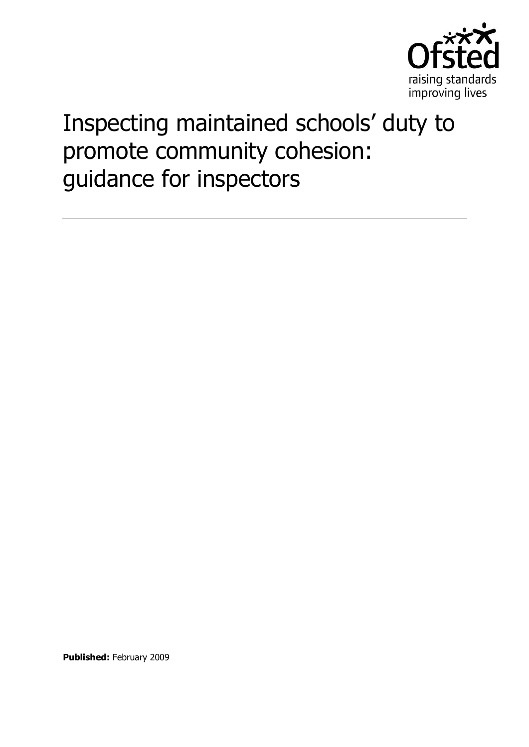Ofsted

raising standards improving lives

# Inspecting maintained schools' duty to promote community cohesion: guidance for inspectors

**Published:** February 2009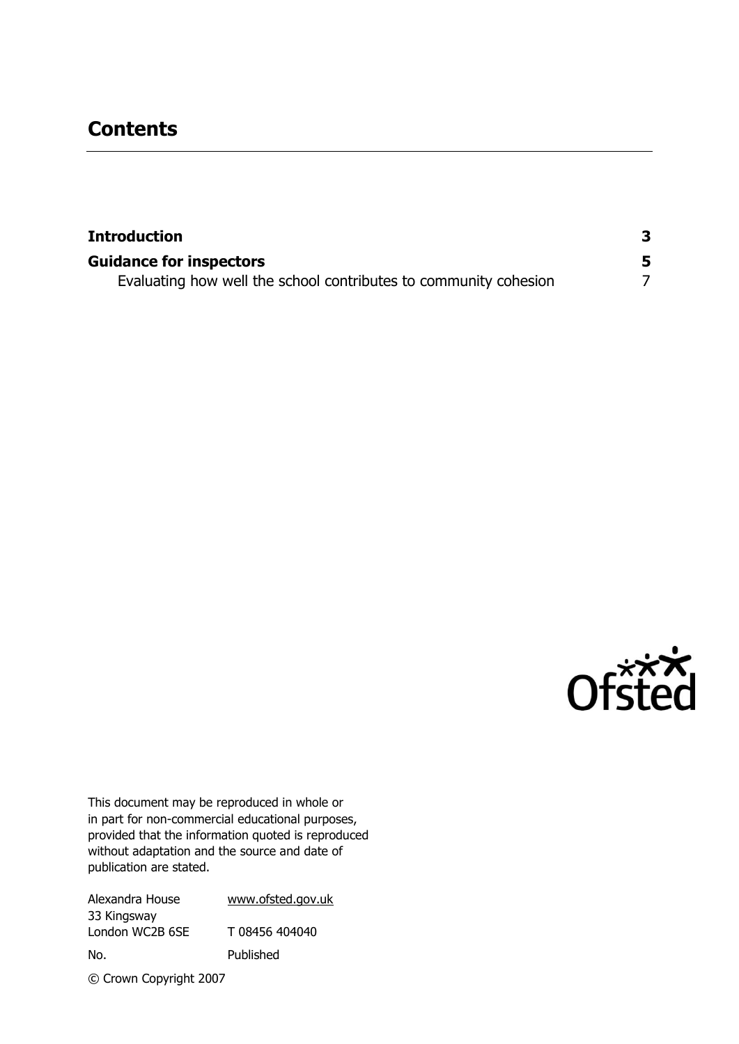## Contents

| | |
|---|---|
| **Introduction** | **3** |
| **Guidance for inspectors** | **5** |
| Evaluating how well the school contributes to community cohesion | 7 |

This document may be reproduced in whole or in part for non-commercial educational purposes, provided that the information quoted is reproduced without adaptation and the source and date of publication are stated.

Alexandra House
33 Kingsway
London WC2B 6SE

www.ofsted.gov.uk

T 08456 404040

No. Published

© Crown Copyright 2007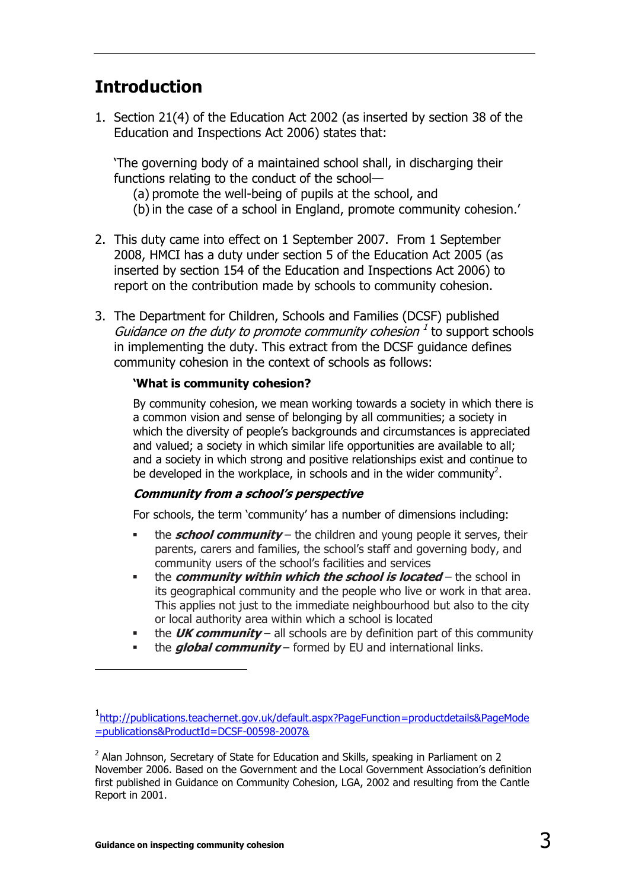## Introduction

1. Section 21(4) of the Education Act 2002 (as inserted by section 38 of the Education and Inspections Act 2006) states that:

   'The governing body of a maintained school shall, in discharging their functions relating to the conduct of the school—
   (a) promote the well-being of pupils at the school, and
   (b) in the case of a school in England, promote community cohesion.'

2. This duty came into effect on 1 September 2007. From 1 September 2008, HMCI has a duty under section 5 of the Education Act 2005 (as inserted by section 154 of the Education and Inspections Act 2006) to report on the contribution made by schools to community cohesion.

3. The Department for Children, Schools and Families (DCSF) published *Guidance on the duty to promote community cohesion* [1] to support schools in implementing the duty. This extract from the DCSF guidance defines community cohesion in the context of schools as follows:

   **'What is community cohesion?**

   By community cohesion, we mean working towards a society in which there is a common vision and sense of belonging by all communities; a society in which the diversity of people's backgrounds and circumstances is appreciated and valued; a society in which similar life opportunities are available to all; and a society in which strong and positive relationships exist and continue to be developed in the workplace, in schools and in the wider community[2].

   ***Community from a school's perspective***

   For schools, the term 'community' has a number of dimensions including:

   - the ***school community*** – the children and young people it serves, their parents, carers and families, the school's staff and governing body, and community users of the school's facilities and services
   - the ***community within which the school is located*** – the school in its geographical community and the people who live or work in that area. This applies not just to the immediate neighbourhood but also to the city or local authority area within which a school is located
   - the ***UK community*** – all schools are by definition part of this community
   - the ***global community*** – formed by EU and international links.

---

[1] http://publications.teachernet.gov.uk/default.aspx?PageFunction=productdetails&PageMode=publications&ProductId=DCSF-00598-2007&

[2] Alan Johnson, Secretary of State for Education and Skills, speaking in Parliament on 2 November 2006. Based on the Government and the Local Government Association's definition first published in Guidance on Community Cohesion, LGA, 2002 and resulting from the Cantle Report in 2001.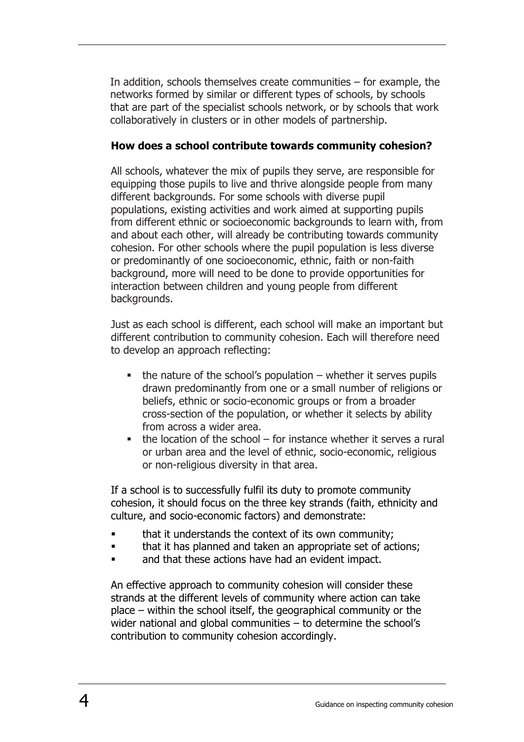In addition, schools themselves create communities – for example, the networks formed by similar or different types of schools, by schools that are part of the specialist schools network, or by schools that work collaboratively in clusters or in other models of partnership.

**How does a school contribute towards community cohesion?**

All schools, whatever the mix of pupils they serve, are responsible for equipping those pupils to live and thrive alongside people from many different backgrounds. For some schools with diverse pupil populations, existing activities and work aimed at supporting pupils from different ethnic or socioeconomic backgrounds to learn with, from and about each other, will already be contributing towards community cohesion. For other schools where the pupil population is less diverse or predominantly of one socioeconomic, ethnic, faith or non-faith background, more will need to be done to provide opportunities for interaction between children and young people from different backgrounds.

Just as each school is different, each school will make an important but different contribution to community cohesion. Each will therefore need to develop an approach reflecting:

- the nature of the school's population – whether it serves pupils drawn predominantly from one or a small number of religions or beliefs, ethnic or socio-economic groups or from a broader cross-section of the population, or whether it selects by ability from across a wider area.
- the location of the school – for instance whether it serves a rural or urban area and the level of ethnic, socio-economic, religious or non-religious diversity in that area.

If a school is to successfully fulfil its duty to promote community cohesion, it should focus on the three key strands (faith, ethnicity and culture, and socio-economic factors) and demonstrate:

- that it understands the context of its own community;
- that it has planned and taken an appropriate set of actions;
- and that these actions have had an evident impact.

An effective approach to community cohesion will consider these strands at the different levels of community where action can take place – within the school itself, the geographical community or the wider national and global communities – to determine the school's contribution to community cohesion accordingly.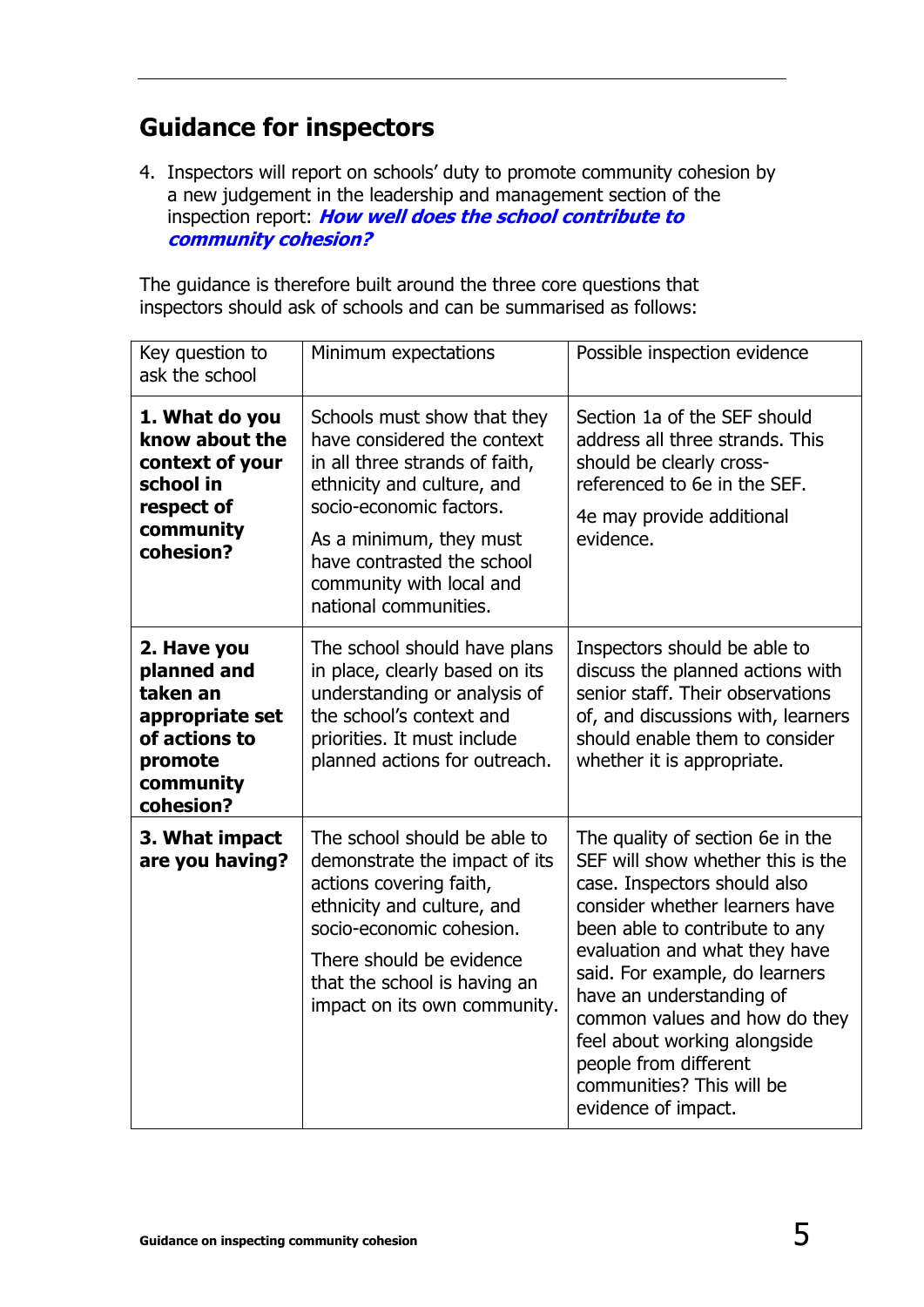## Guidance for inspectors

4. Inspectors will report on schools' duty to promote community cohesion by a new judgement in the leadership and management section of the inspection report: ***How well does the school contribute to community cohesion?***

The guidance is therefore built around the three core questions that inspectors should ask of schools and can be summarised as follows:

| Key question to ask the school | Minimum expectations | Possible inspection evidence |
| --- | --- | --- |
| **1. What do you know about the context of your school in respect of community cohesion?** | Schools must show that they have considered the context in all three strands of faith, ethnicity and culture, and socio-economic factors.<br><br>As a minimum, they must have contrasted the school community with local and national communities. | Section 1a of the SEF should address all three strands. This should be clearly cross-referenced to 6e in the SEF.<br><br>4e may provide additional evidence. |
| **2. Have you planned and taken an appropriate set of actions to promote community cohesion?** | The school should have plans in place, clearly based on its understanding or analysis of the school's context and priorities. It must include planned actions for outreach. | Inspectors should be able to discuss the planned actions with senior staff. Their observations of, and discussions with, learners should enable them to consider whether it is appropriate. |
| **3. What impact are you having?** | The school should be able to demonstrate the impact of its actions covering faith, ethnicity and culture, and socio-economic cohesion.<br><br>There should be evidence that the school is having an impact on its own community. | The quality of section 6e in the SEF will show whether this is the case. Inspectors should also consider whether learners have been able to contribute to any evaluation and what they have said. For example, do learners have an understanding of common values and how do they feel about working alongside people from different communities? This will be evidence of impact. |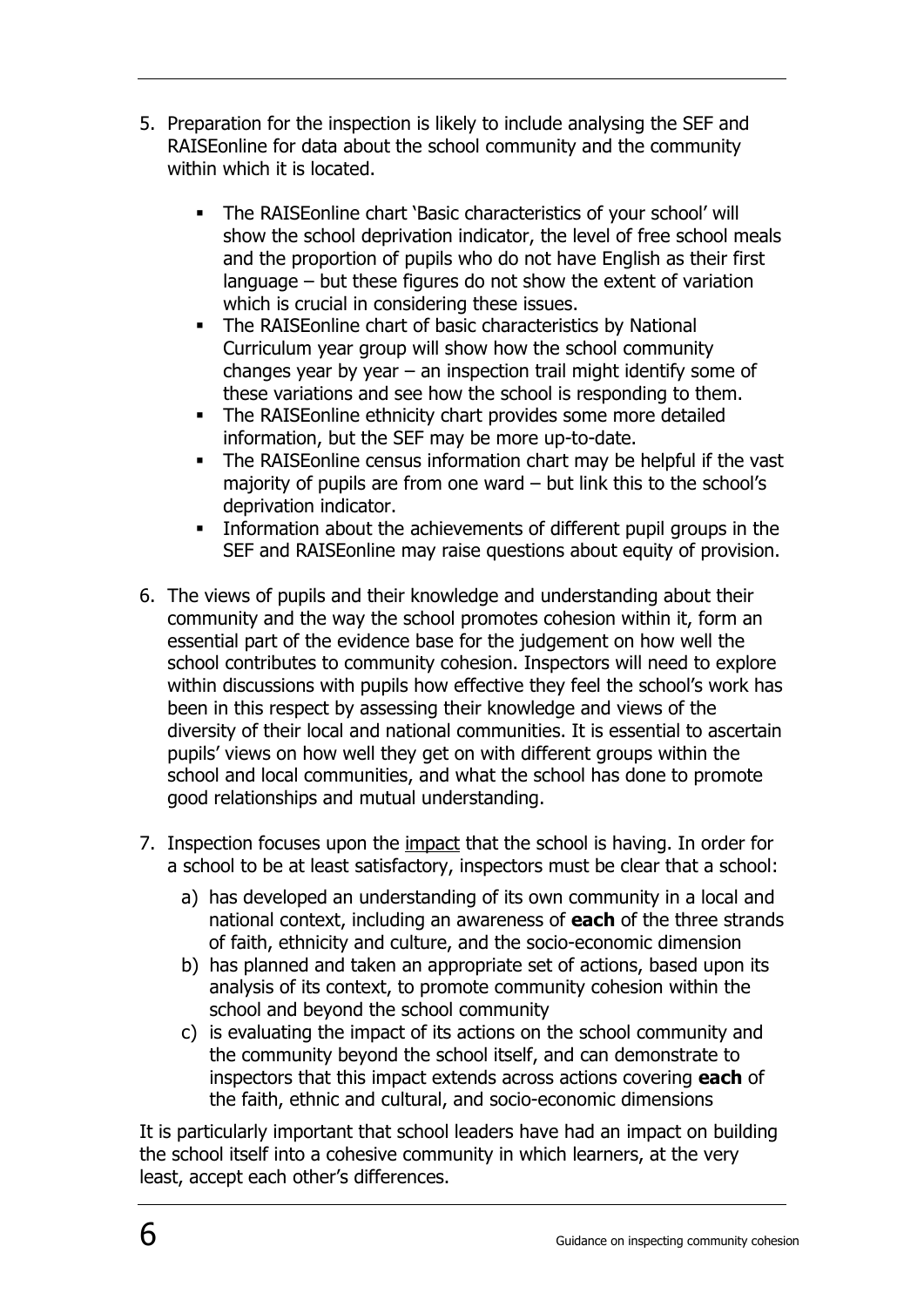5. Preparation for the inspection is likely to include analysing the SEF and RAISEonline for data about the school community and the community within which it is located.

   - The RAISEonline chart 'Basic characteristics of your school' will show the school deprivation indicator, the level of free school meals and the proportion of pupils who do not have English as their first language – but these figures do not show the extent of variation which is crucial in considering these issues.
   - The RAISEonline chart of basic characteristics by National Curriculum year group will show how the school community changes year by year – an inspection trail might identify some of these variations and see how the school is responding to them.
   - The RAISEonline ethnicity chart provides some more detailed information, but the SEF may be more up-to-date.
   - The RAISEonline census information chart may be helpful if the vast majority of pupils are from one ward – but link this to the school's deprivation indicator.
   - Information about the achievements of different pupil groups in the SEF and RAISEonline may raise questions about equity of provision.

6. The views of pupils and their knowledge and understanding about their community and the way the school promotes cohesion within it, form an essential part of the evidence base for the judgement on how well the school contributes to community cohesion. Inspectors will need to explore within discussions with pupils how effective they feel the school's work has been in this respect by assessing their knowledge and views of the diversity of their local and national communities. It is essential to ascertain pupils' views on how well they get on with different groups within the school and local communities, and what the school has done to promote good relationships and mutual understanding.

7. Inspection focuses upon the <u>impact</u> that the school is having. In order for a school to be at least satisfactory, inspectors must be clear that a school:

   a) has developed an understanding of its own community in a local and national context, including an awareness of **each** of the three strands of faith, ethnicity and culture, and the socio-economic dimension
   b) has planned and taken an appropriate set of actions, based upon its analysis of its context, to promote community cohesion within the school and beyond the school community
   c) is evaluating the impact of its actions on the school community and the community beyond the school itself, and can demonstrate to inspectors that this impact extends across actions covering **each** of the faith, ethnic and cultural, and socio-economic dimensions

It is particularly important that school leaders have had an impact on building the school itself into a cohesive community in which learners, at the very least, accept each other's differences.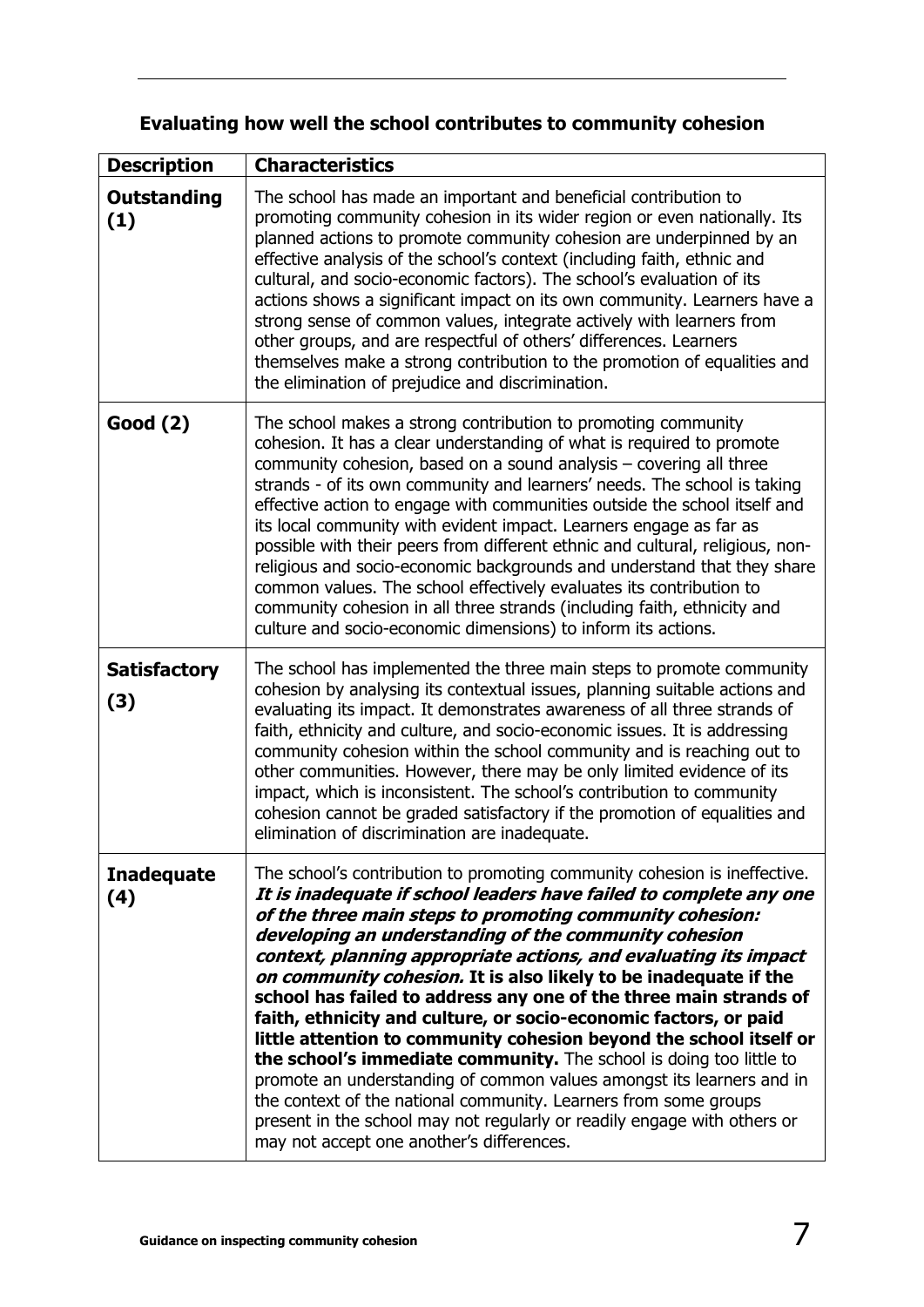## Evaluating how well the school contributes to community cohesion

| Description | Characteristics |
|---|---|
| **Outstanding (1)** | The school has made an important and beneficial contribution to promoting community cohesion in its wider region or even nationally. Its planned actions to promote community cohesion are underpinned by an effective analysis of the school's context (including faith, ethnic and cultural, and socio-economic factors). The school's evaluation of its actions shows a significant impact on its own community. Learners have a strong sense of common values, integrate actively with learners from other groups, and are respectful of others' differences. Learners themselves make a strong contribution to the promotion of equalities and the elimination of prejudice and discrimination. |
| **Good (2)** | The school makes a strong contribution to promoting community cohesion. It has a clear understanding of what is required to promote community cohesion, based on a sound analysis – covering all three strands - of its own community and learners' needs. The school is taking effective action to engage with communities outside the school itself and its local community with evident impact. Learners engage as far as possible with their peers from different ethnic and cultural, religious, non-religious and socio-economic backgrounds and understand that they share common values. The school effectively evaluates its contribution to community cohesion in all three strands (including faith, ethnicity and culture and socio-economic dimensions) to inform its actions. |
| **Satisfactory (3)** | The school has implemented the three main steps to promote community cohesion by analysing its contextual issues, planning suitable actions and evaluating its impact. It demonstrates awareness of all three strands of faith, ethnicity and culture, and socio-economic issues. It is addressing community cohesion within the school community and is reaching out to other communities. However, there may be only limited evidence of its impact, which is inconsistent. The school's contribution to community cohesion cannot be graded satisfactory if the promotion of equalities and elimination of discrimination are inadequate. |
| **Inadequate (4)** | The school's contribution to promoting community cohesion is ineffective. ***It is inadequate if school leaders have failed to complete any one of the three main steps to promoting community cohesion: developing an understanding of the community cohesion context, planning appropriate actions, and evaluating its impact on community cohesion.*** **It is also likely to be inadequate if the school has failed to address any one of the three main strands of faith, ethnicity and culture, or socio-economic factors, or paid little attention to community cohesion beyond the school itself or the school's immediate community.** The school is doing too little to promote an understanding of common values amongst its learners and in the context of the national community. Learners from some groups present in the school may not regularly or readily engage with others or may not accept one another's differences. |